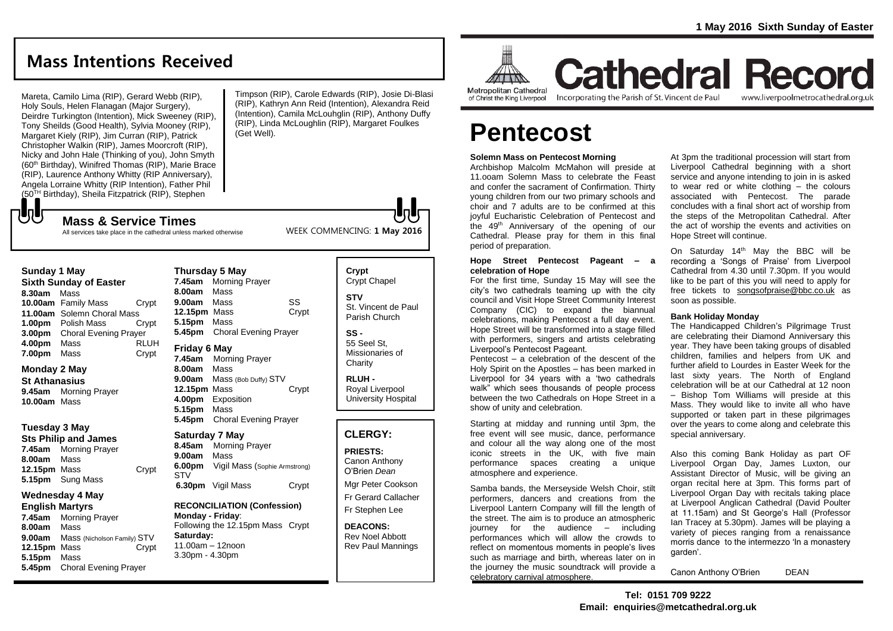1 May 2016 Sixth Sunday of Easter

# Mass Intentions Received

Mareta, Camilo Lima (RIP), Gerard Webb (RIP), Holy Souls, Helen Flanagan (Major Surgery), Deirdre Turkington (Intention), Mick Sweeney (RIP), Tony Sheilds (Good Health), Sylvia Mooney (RIP), Margaret Kiely (RIP), Jim Curran (RIP), Patrick Christopher Walkin (RIP), James Moorcroft (RIP), Nicky and John Hale (Thinking of you), John Smyth (60th Birthday), Winifred Thomas (RIP), Marie Brace (RIP), Laurence Anthony Whitty (RIP Anniversary), Angela Lorraine Whitty (RIP Intention), Father Phil (50TH Birthday), Sheila Fitzpatrick (RIP), Stephen Timpson (RIP), Carole Edwards (RIP), Josie Di-Blasi (RIP), Kathryn Ann Reid (Intention), Alexandra Reid (Intention), Camila McLouhglin (RIP), Anthony Duffy (RIP), Linda McLoughlin (RIP), Margaret Foulkes (Get Well).

## Mass & Service Times

All services take place in the cathedral unless marked otherwise

WEEK COMMENCING: **1 May 2016**

### Sunday 1 May
**Sixth Sunday of Easter**

| | | |
|---|---|---|
| **8.30am** | Mass | |
| **10.00am** | Family Mass | Crypt |
| **11.00am** | Solemn Choral Mass | |
| **1.00pm** | Polish Mass | Crypt |
| **3.00pm** | Choral Evening Prayer | |
| **4.00pm** | Mass | RLUH |
| **7.00pm** | Mass | Crypt |

### Monday 2 May
**St Athanasius**

| | | |
|---|---|---|
| **9.45am** | Morning Prayer | |
| **10.00am** | Mass | |

### Tuesday 3 May
**Sts Philip and James**

| | | |
|---|---|---|
| **7.45am** | Morning Prayer | |
| **8.00am** | Mass | |
| **12.15pm** | Mass | Crypt |
| **5.15pm** | Sung Mass | |

### Wednesday 4 May
**English Martyrs**

| | | |
|---|---|---|
| **7.45am** | Morning Prayer | |
| **8.00am** | Mass | |
| **9.00am** | Mass (Nicholson Family) | STV |
| **12.15pm** | Mass | Crypt |
| **5.15pm** | Mass | |
| **5.45pm** | Choral Evening Prayer | |

### Thursday 5 May

| | | |
|---|---|---|
| **7.45am** | Morning Prayer | |
| **8.00am** | Mass | |
| **9.00am** | Mass | SS |
| **12.15pm** | Mass | Crypt |
| **5.15pm** | Mass | |
| **5.45pm** | Choral Evening Prayer | |

### Friday 6 May

| | | |
|---|---|---|
| **7.45am** | Morning Prayer | |
| **8.00am** | Mass | |
| **9.00am** | Mass (Bob Duffy) | STV |
| **12.15pm** | Mass | Crypt |
| **4.00pm** | Exposition | |
| **5.15pm** | Mass | |
| **5.45pm** | Choral Evening Prayer | |

### Saturday 7 May

| | | |
|---|---|---|
| **8.45am** | Morning Prayer | |
| **9.00am** | Mass | |
| **6.00pm** | Vigil Mass (Sophie Armstrong) | STV |
| **6.30pm** | Vigil Mass | Crypt |

**RECONCILIATION (Confession)**
**Monday - Friday**:
Following the 12.15pm Mass Crypt
**Saturday:**
11.00am – 12noon
3.30pm - 4.30pm

**Crypt**
Crypt Chapel

**STV**
St. Vincent de Paul Parish Church

**SS -**
55 Seel St, Missionaries of Charity

**RLUH -**
Royal Liverpool University Hospital

## CLERGY:

**PRIESTS:**
Canon Anthony O'Brien *Dean*
Mgr Peter Cookson
Fr Gerard Callacher
Fr Stephen Lee

**DEACONS:**
Rev Noel Abbott
Rev Paul Mannings

Metropolitan Cathedral of Christ the King Liverpool

# Cathedral Record

Incorporating the Parish of St. Vincent de Paul www.liverpoolmetrocathedral.org.uk

# Pentecost

**Solemn Mass on Pentecost Morning**

Archbishop Malcolm McMahon will preside at 11.ooam Solemn Mass to celebrate the Feast and confer the sacrament of Confirmation. Thirty young children from our two primary schools and choir and 7 adults are to be confirmed at this joyful Eucharistic Celebration of Pentecost and the 49th Anniversary of the opening of our Cathedral. Please pray for them in this final period of preparation.

**Hope Street Pentecost Pageant – a celebration of Hope**

For the first time, Sunday 15 May will see the city's two cathedrals teaming up with the city council and Visit Hope Street Community Interest Company (CIC) to expand the biannual celebrations, making Pentecost a full day event. Hope Street will be transformed into a stage filled with performers, singers and artists celebrating Liverpool's Pentecost Pageant.

Pentecost – a celebration of the descent of the Holy Spirit on the Apostles – has been marked in Liverpool for 34 years with a 'two cathedrals walk" which sees thousands of people process between the two Cathedrals on Hope Street in a show of unity and celebration.

Starting at midday and running until 3pm, the free event will see music, dance, performance and colour all the way along one of the most iconic streets in the UK, with five main performance spaces creating a unique atmosphere and experience.

Samba bands, the Merseyside Welsh Choir, stilt performers, dancers and creations from the Liverpool Lantern Company will fill the length of the street. The aim is to produce an atmospheric journey for the audience – including performances which will allow the crowds to reflect on momentous moments in people's lives such as marriage and birth, whereas later on in the journey the music soundtrack will provide a celebratory carnival atmosphere.

At 3pm the traditional procession will start from Liverpool Cathedral beginning with a short service and anyone intending to join in is asked to wear red or white clothing – the colours associated with Pentecost. The parade concludes with a final short act of worship from the steps of the Metropolitan Cathedral. After the act of worship the events and activities on Hope Street will continue.

On Saturday 14th May the BBC will be recording a 'Songs of Praise' from Liverpool Cathedral from 4.30 until 7.30pm. If you would like to be part of this you will need to apply for free tickets to songsofpraise@bbc.co.uk as soon as possible.

**Bank Holiday Monday**

The Handicapped Children's Pilgrimage Trust are celebrating their Diamond Anniversary this year. They have been taking groups of disabled children, families and helpers from UK and further afield to Lourdes in Easter Week for the last sixty years. The North of England celebration will be at our Cathedral at 12 noon – Bishop Tom Williams will preside at this Mass. They would like to invite all who have supported or taken part in these pilgrimages over the years to come along and celebrate this special anniversary.

Also this coming Bank Holiday as part OF Liverpool Organ Day, James Luxton, our Assistant Director of Music, will be giving an organ recital here at 3pm. This forms part of Liverpool Organ Day with recitals taking place at Liverpool Anglican Cathedral (David Poulter at 11.15am) and St George's Hall (Professor Ian Tracey at 5.30pm). James will be playing a variety of pieces ranging from a renaissance morris dance to the intermezzo 'In a monastery garden'.

Canon Anthony O'Brien DEAN

**Tel: 0151 709 9222**
**Email: enquiries@metcathedral.org.uk**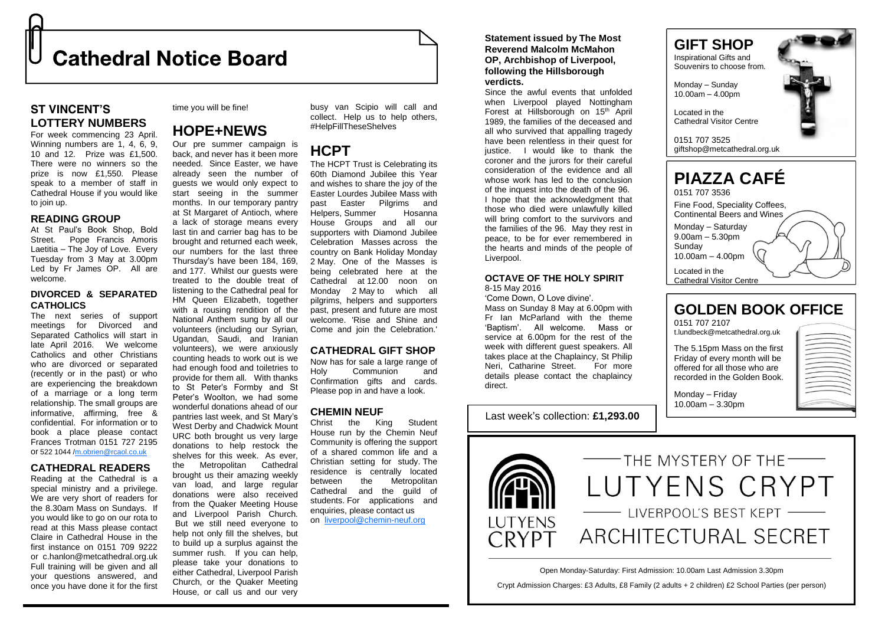# Cathedral Notice Board

## ST VINCENT'S LOTTERY NUMBERS

For week commencing 23 April. Winning numbers are 1, 4, 6, 9, 10 and 12. Prize was £1,500. There were no winners so the prize is now £1,550. Please speak to a member of staff in Cathedral House if you would like to join up.

### READING GROUP

At St Paul's Book Shop, Bold Street. Pope Francis Amoris Laetitia – The Joy of Love. Every Tuesday from 3 May at 3.00pm Led by Fr James OP. All are welcome.

### DIVORCED & SEPARATED CATHOLICS

The next series of support meetings for Divorced and Separated Catholics will start in late April 2016. We welcome Catholics and other Christians who are divorced or separated (recently or in the past) or who are experiencing the breakdown of a marriage or a long term relationship. The small groups are informative, affirming, free & confidential. For information or to book a place please contact Frances Trotman 0151 727 2195 or 522 1044 /m.obrien@rcaol.co.uk

### CATHEDRAL READERS

Reading at the Cathedral is a special ministry and a privilege. We are very short of readers for the 8.30am Mass on Sundays. If you would like to go on our rota to read at this Mass please contact Claire in Cathedral House in the first instance on 0151 709 9222 or c.hanlon@metcathedral.org.uk Full training will be given and all your questions answered, and once you have done it for the first time you will be fine!

## HOPE+NEWS

Our pre summer campaign is back, and never has it been more needed. Since Easter, we have already seen the number of guests we would only expect to start seeing in the summer months. In our temporary pantry at St Margaret of Antioch, where a lack of storage means every last tin and carrier bag has to be brought and returned each week, our numbers for the last three Thursday's have been 184, 169, and 177. Whilst our guests were treated to the double treat of listening to the Cathedral peal for HM Queen Elizabeth, together with a rousing rendition of the National Anthem sung by all our volunteers (including our Syrian, Ugandan, Saudi, and Iranian volunteers), we were anxiously counting heads to work out is we had enough food and toiletries to provide for them all. With thanks to St Peter's Formby and St Peter's Woolton, we had some wonderful donations ahead of our pantries last week, and St Mary's West Derby and Chadwick Mount URC both brought us very large donations to help restock the shelves for this week. As ever, the Metropolitan Cathedral brought us their amazing weekly van load, and large regular donations were also received from the Quaker Meeting House and Liverpool Parish Church. But we still need everyone to help not only fill the shelves, but to build up a surplus against the summer rush. If you can help, please take your donations to either Cathedral, Liverpool Parish Church, or the Quaker Meeting House, or call us and our very busy van Scipio will call and collect. Help us to help others, #HelpFillTheseShelves

## HCPT

The HCPT Trust is Celebrating its 60th Diamond Jubilee this Year and wishes to share the joy of the Easter Lourdes Jubilee Mass with past Easter Pilgrims and Helpers, Summer Hosanna House Groups and all our supporters with Diamond Jubilee Celebration Masses across the country on Bank Holiday Monday 2 May. One of the Masses is being celebrated here at the Cathedral at 12.00 noon on Monday 2 May to which all pilgrims, helpers and supporters past, present and future are most welcome. 'Rise and Shine and Come and join the Celebration.'

### CATHEDRAL GIFT SHOP

Now has for sale a large range of Holy Communion and Confirmation gifts and cards. Please pop in and have a look.

### CHEMIN NEUF

Christ the King Student House run by the Chemin Neuf Community is offering the support of a shared common life and a Christian setting for study. The residence is centrally located between the Metropolitan Cathedral and the guild of students. For applications and enquiries, please contact us on liverpool@chemin-neuf.org

**Statement issued by The Most Reverend Malcolm McMahon OP, Archbishop of Liverpool, following the Hillsborough verdicts.**

Since the awful events that unfolded when Liverpool played Nottingham Forest at Hillsborough on 15th April 1989, the families of the deceased and all who survived that appalling tragedy have been relentless in their quest for justice. I would like to thank the coroner and the jurors for their careful consideration of the evidence and all whose work has led to the conclusion of the inquest into the death of the 96. I hope that the acknowledgment that those who died were unlawfully killed will bring comfort to the survivors and the families of the 96. May they rest in peace, to be for ever remembered in the hearts and minds of the people of Liverpool.

### OCTAVE OF THE HOLY SPIRIT

8-15 May 2016

'Come Down, O Love divine'.

Mass on Sunday 8 May at 6.00pm with Fr Ian McParland with the theme 'Baptism'. All welcome. Mass or service at 6.00pm for the rest of the week with different guest speakers. All takes place at the Chaplaincy, St Philip Neri, Catharine Street. For more details please contact the chaplaincy direct.

Last week's collection: **£1,293.00**

## GIFT SHOP

Inspirational Gifts and Souvenirs to choose from.

Monday – Sunday
10.00am – 4.00pm

Located in the Cathedral Visitor Centre

0151 707 3525
giftshop@metcathedral.org.uk

## PIAZZA CAFÉ

0151 707 3536

Fine Food, Speciality Coffees, Continental Beers and Wines

Monday – Saturday
9.00am – 5.30pm
Sunday
10.00am – 4.00pm

Located in the Cathedral Visitor Centre

## GOLDEN BOOK OFFICE

0151 707 2107
t.lundbeck@metcathedral.org.uk

The 5.15pm Mass on the first Friday of every month will be offered for all those who are recorded in the Golden Book.

Monday – Friday
10.00am – 3.30pm

LUTYENS CRYPT

THE MYSTERY OF THE LUTYENS CRYPT

LIVERPOOL'S BEST KEPT ARCHITECTURAL SECRET

Open Monday-Saturday: First Admission: 10.00am Last Admission 3.30pm

Crypt Admission Charges: £3 Adults, £8 Family (2 adults + 2 children) £2 School Parties (per person)